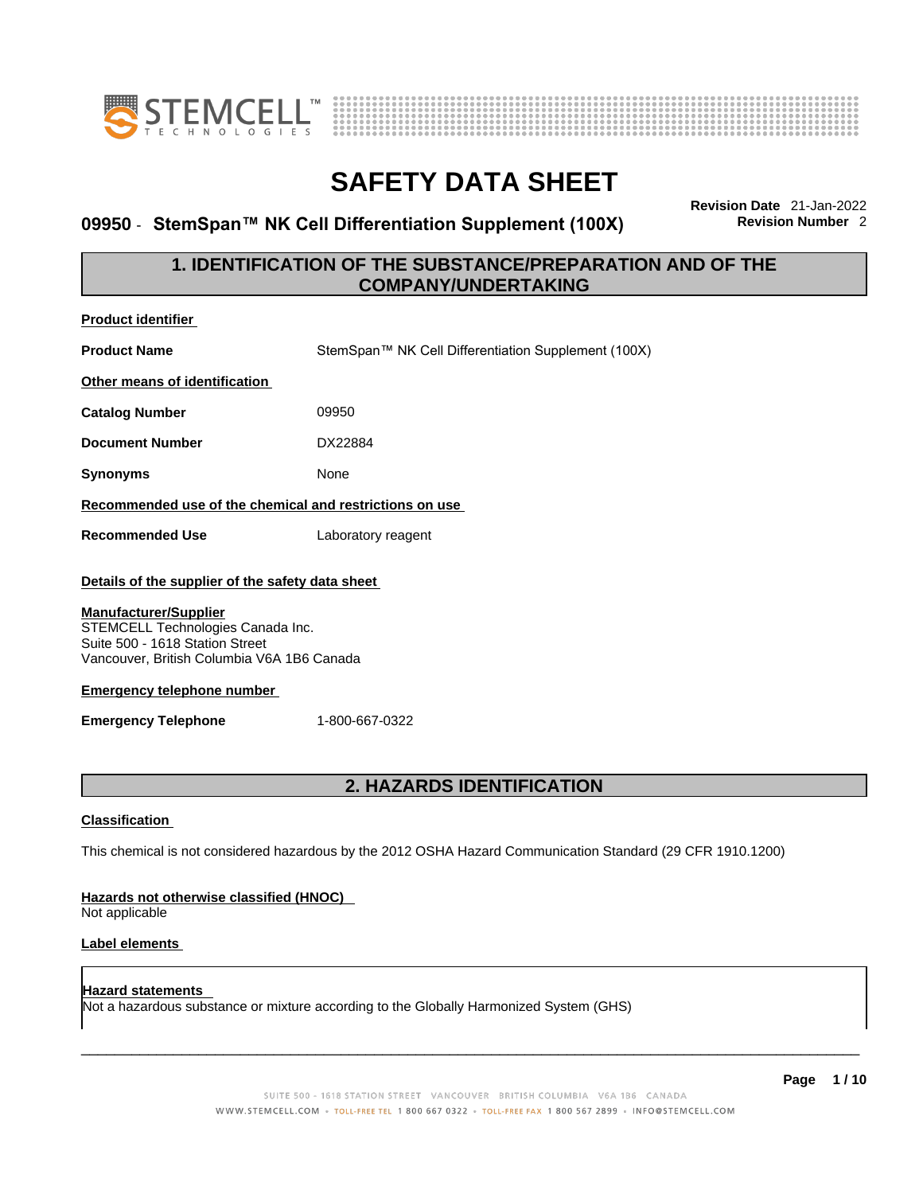# SAFETY DATA SHEET

## 09950 - StemSpan™ NK Cell Differentiation Supplement (100X)

**Revision Date** 21-Jan-2022
**Revision Number** 2

## 1. IDENTIFICATION OF THE SUBSTANCE/PREPARATION AND OF THE COMPANY/UNDERTAKING

**Product identifier**

**Product Name** StemSpan™ NK Cell Differentiation Supplement (100X)

**Other means of identification**

**Catalog Number** 09950

**Document Number** DX22884

**Synonyms** None

**Recommended use of the chemical and restrictions on use**

**Recommended Use** Laboratory reagent

**Details of the supplier of the safety data sheet**

**Manufacturer/Supplier**
STEMCELL Technologies Canada Inc.
Suite 500 - 1618 Station Street
Vancouver, British Columbia V6A 1B6 Canada

**Emergency telephone number**

**Emergency Telephone** 1-800-667-0322

## 2. HAZARDS IDENTIFICATION

**Classification**

This chemical is not considered hazardous by the 2012 OSHA Hazard Communication Standard (29 CFR 1910.1200)

**Hazards not otherwise classified (HNOC)**
Not applicable

**Label elements**

**Hazard statements**
Not a hazardous substance or mixture according to the Globally Harmonized System (GHS)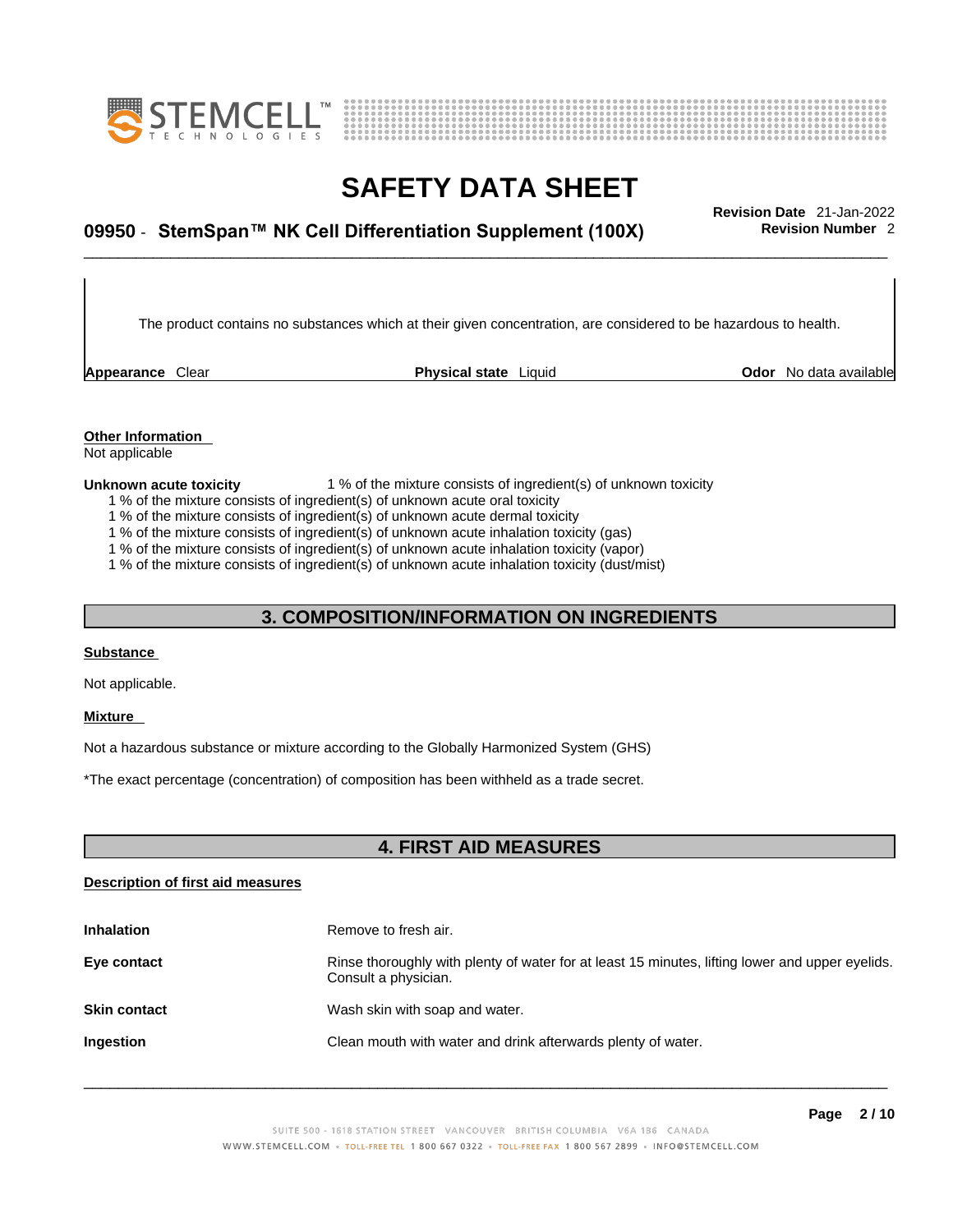The product contains no substances which at their given concentration, are considered to be hazardous to health.

**Appearance** Clear **Physical state** Liquid **Odor** No data available

**Other Information**
Not applicable

**Unknown acute toxicity** 1 % of the mixture consists of ingredient(s) of unknown toxicity
1 % of the mixture consists of ingredient(s) of unknown acute oral toxicity
1 % of the mixture consists of ingredient(s) of unknown acute dermal toxicity
1 % of the mixture consists of ingredient(s) of unknown acute inhalation toxicity (gas)
1 % of the mixture consists of ingredient(s) of unknown acute inhalation toxicity (vapor)
1 % of the mixture consists of ingredient(s) of unknown acute inhalation toxicity (dust/mist)

## 3. COMPOSITION/INFORMATION ON INGREDIENTS

**Substance**

Not applicable.

**Mixture**

Not a hazardous substance or mixture according to the Globally Harmonized System (GHS)

*The exact percentage (concentration) of composition has been withheld as a trade secret.

## 4. FIRST AID MEASURES

**Description of first aid measures**

| | |
|---|---|
| **Inhalation** | Remove to fresh air. |
| **Eye contact** | Rinse thoroughly with plenty of water for at least 15 minutes, lifting lower and upper eyelids. Consult a physician. |
| **Skin contact** | Wash skin with soap and water. |
| **Ingestion** | Clean mouth with water and drink afterwards plenty of water. |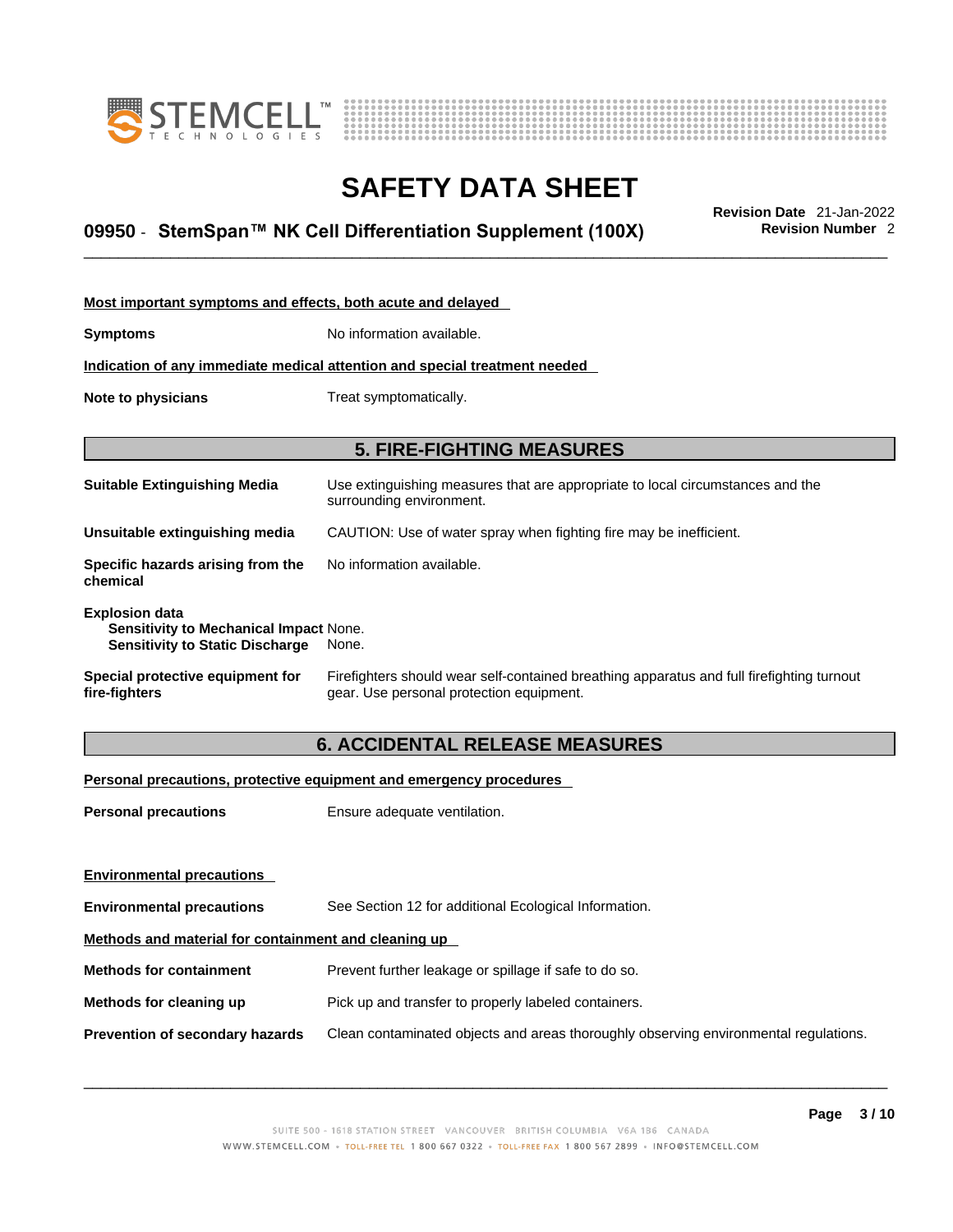**Most important symptoms and effects, both acute and delayed**

**Symptoms** No information available.

**Indication of any immediate medical attention and special treatment needed**

**Note to physicians** Treat symptomatically.

## 5. FIRE-FIGHTING MEASURES

**Suitable Extinguishing Media** Use extinguishing measures that are appropriate to local circumstances and the surrounding environment.

**Unsuitable extinguishing media** CAUTION: Use of water spray when fighting fire may be inefficient.

**Specific hazards arising from the chemical** No information available.

**Explosion data**
**Sensitivity to Mechanical Impact** None.
**Sensitivity to Static Discharge** None.

**Special protective equipment for fire-fighters** Firefighters should wear self-contained breathing apparatus and full firefighting turnout gear. Use personal protection equipment.

## 6. ACCIDENTAL RELEASE MEASURES

**Personal precautions, protective equipment and emergency procedures**

**Personal precautions** Ensure adequate ventilation.

**Environmental precautions**

**Environmental precautions** See Section 12 for additional Ecological Information.

**Methods and material for containment and cleaning up**

**Methods for containment** Prevent further leakage or spillage if safe to do so.

**Methods for cleaning up** Pick up and transfer to properly labeled containers.

**Prevention of secondary hazards** Clean contaminated objects and areas thoroughly observing environmental regulations.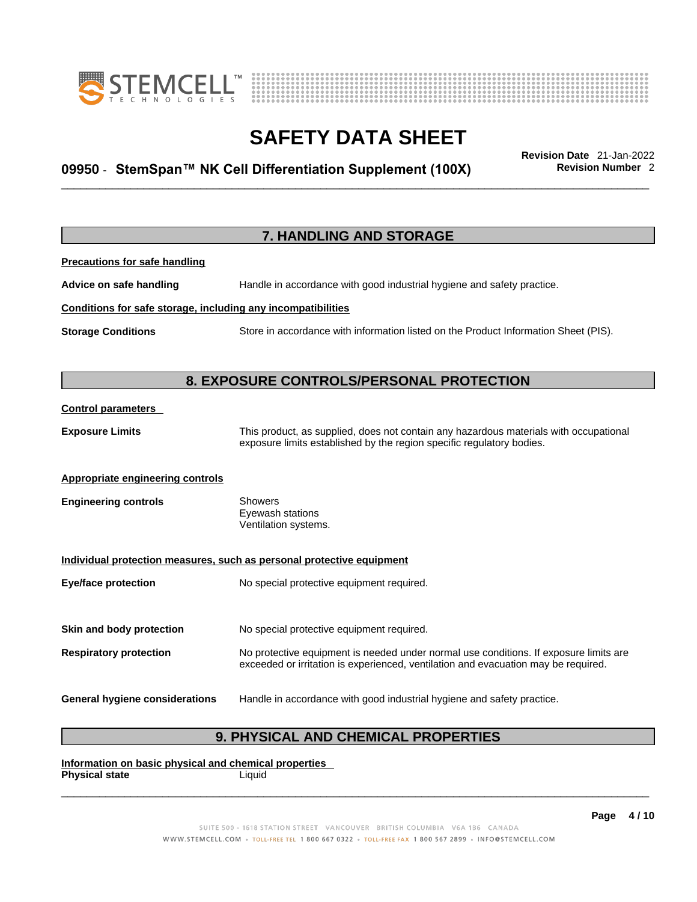## 7. HANDLING AND STORAGE

**Precautions for safe handling**

**Advice on safe handling** Handle in accordance with good industrial hygiene and safety practice.

**Conditions for safe storage, including any incompatibilities**

**Storage Conditions** Store in accordance with information listed on the Product Information Sheet (PIS).

## 8. EXPOSURE CONTROLS/PERSONAL PROTECTION

**Control parameters**

**Exposure Limits** This product, as supplied, does not contain any hazardous materials with occupational exposure limits established by the region specific regulatory bodies.

**Appropriate engineering controls**

**Engineering controls** Showers
Eyewash stations
Ventilation systems.

**Individual protection measures, such as personal protective equipment**

**Eye/face protection** No special protective equipment required.

**Skin and body protection** No special protective equipment required.

**Respiratory protection** No protective equipment is needed under normal use conditions. If exposure limits are exceeded or irritation is experienced, ventilation and evacuation may be required.

**General hygiene considerations** Handle in accordance with good industrial hygiene and safety practice.

## 9. PHYSICAL AND CHEMICAL PROPERTIES

**Information on basic physical and chemical properties**

**Physical state** Liquid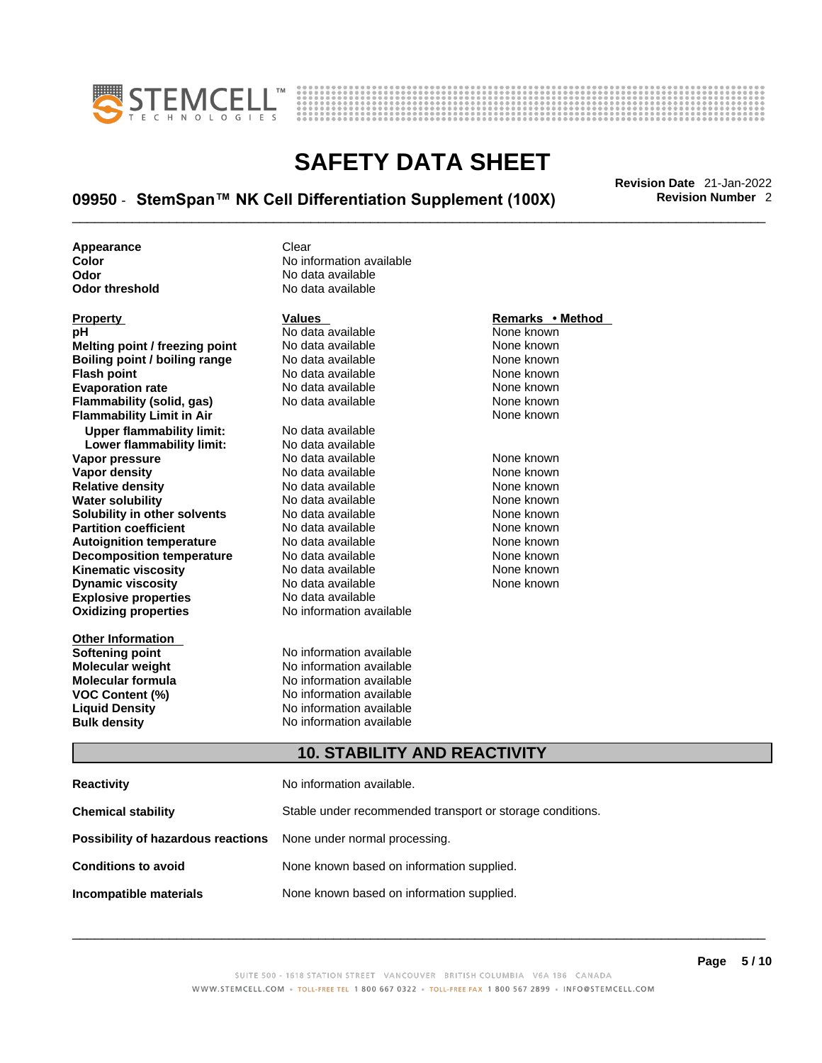| | |
|---|---|
| **Appearance** | Clear |
| **Color** | No information available |
| **Odor** | No data available |
| **Odor threshold** | No data available |

| Property | Values | Remarks • Method |
|---|---|---|
| **pH** | No data available | None known |
| **Melting point / freezing point** | No data available | None known |
| **Boiling point / boiling range** | No data available | None known |
| **Flash point** | No data available | None known |
| **Evaporation rate** | No data available | None known |
| **Flammability (solid, gas)** | No data available | None known |
| **Flammability Limit in Air** | | None known |
| **Upper flammability limit:** | No data available | |
| **Lower flammability limit:** | No data available | |
| **Vapor pressure** | No data available | None known |
| **Vapor density** | No data available | None known |
| **Relative density** | No data available | None known |
| **Water solubility** | No data available | None known |
| **Solubility in other solvents** | No data available | None known |
| **Partition coefficient** | No data available | None known |
| **Autoignition temperature** | No data available | None known |
| **Decomposition temperature** | No data available | None known |
| **Kinematic viscosity** | No data available | None known |
| **Dynamic viscosity** | No data available | None known |
| **Explosive properties** | No data available | |
| **Oxidizing properties** | No information available | |

| Other Information | |
|---|---|
| **Softening point** | No information available |
| **Molecular weight** | No information available |
| **Molecular formula** | No information available |
| **VOC Content (%)** | No information available |
| **Liquid Density** | No information available |
| **Bulk density** | No information available |

## 10. STABILITY AND REACTIVITY

| | |
|---|---|
| **Reactivity** | No information available. |
| **Chemical stability** | Stable under recommended transport or storage conditions. |
| **Possibility of hazardous reactions** | None under normal processing. |
| **Conditions to avoid** | None known based on information supplied. |
| **Incompatible materials** | None known based on information supplied. |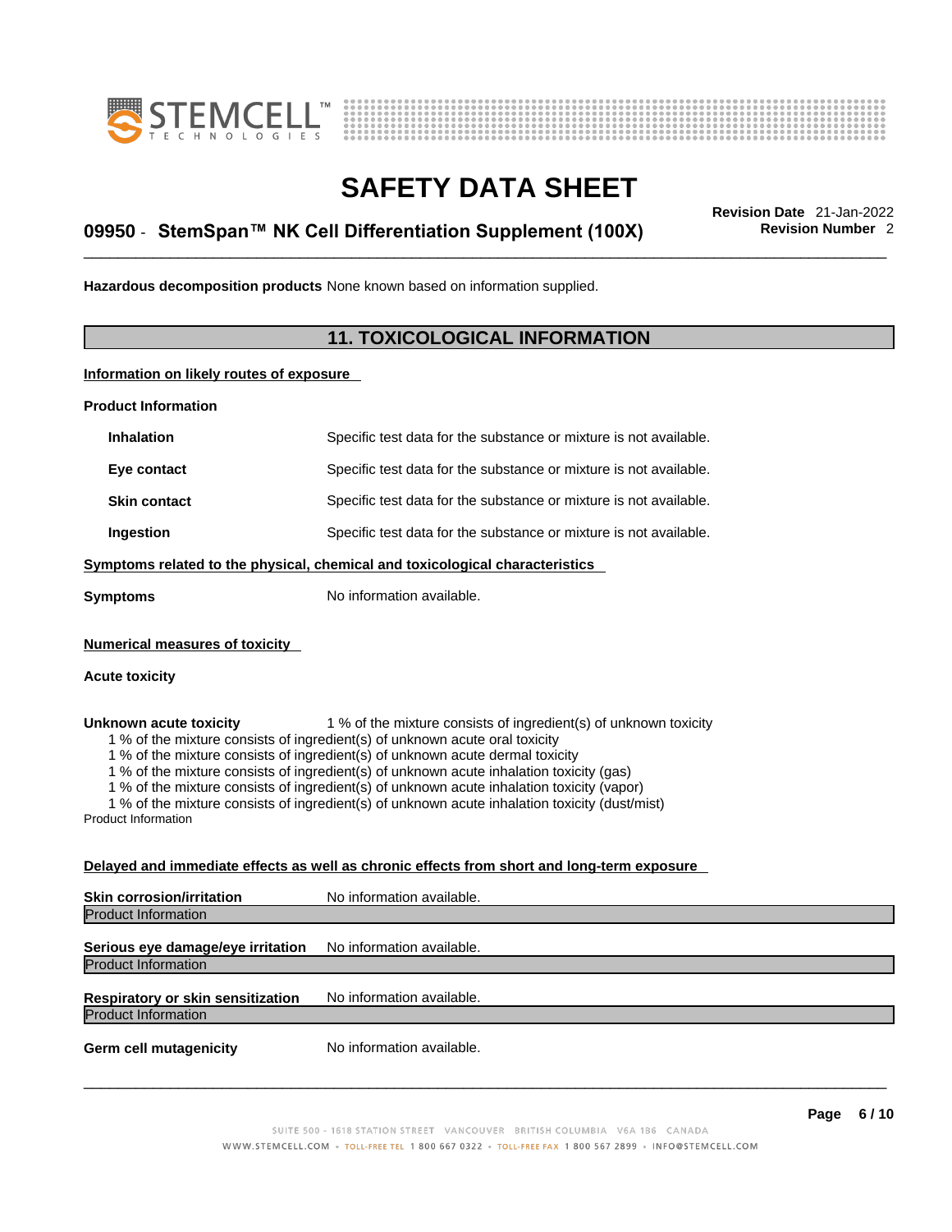**Hazardous decomposition products** None known based on information supplied.

## 11. TOXICOLOGICAL INFORMATION

**Information on likely routes of exposure**

**Product Information**

| | |
|---|---|
| **Inhalation** | Specific test data for the substance or mixture is not available. |
| **Eye contact** | Specific test data for the substance or mixture is not available. |
| **Skin contact** | Specific test data for the substance or mixture is not available. |
| **Ingestion** | Specific test data for the substance or mixture is not available. |

**Symptoms related to the physical, chemical and toxicological characteristics**

**Symptoms** No information available.

**Numerical measures of toxicity**

**Acute toxicity**

**Unknown acute toxicity** 1 % of the mixture consists of ingredient(s) of unknown toxicity

1 % of the mixture consists of ingredient(s) of unknown acute oral toxicity
1 % of the mixture consists of ingredient(s) of unknown acute dermal toxicity
1 % of the mixture consists of ingredient(s) of unknown acute inhalation toxicity (gas)
1 % of the mixture consists of ingredient(s) of unknown acute inhalation toxicity (vapor)
1 % of the mixture consists of ingredient(s) of unknown acute inhalation toxicity (dust/mist)

Product Information

**Delayed and immediate effects as well as chronic effects from short and long-term exposure**

**Skin corrosion/irritation** No information available.

Product Information

**Serious eye damage/eye irritation** No information available.

Product Information

**Respiratory or skin sensitization** No information available.

Product Information

**Germ cell mutagenicity** No information available.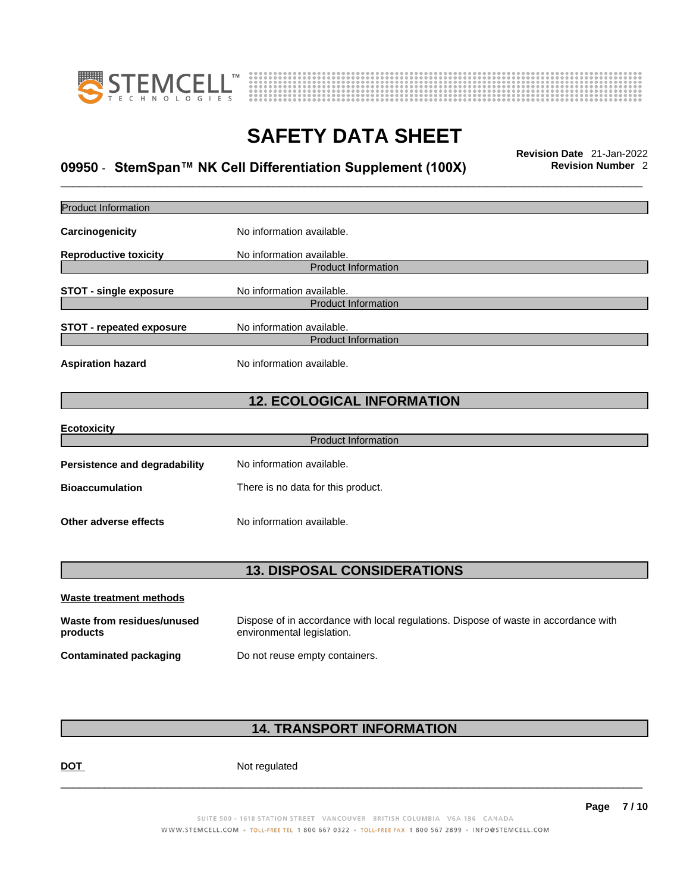| Product Information | |
|---|---|

**Carcinogenicity** No information available.

**Reproductive toxicity** No information available.

| Product Information |
|---|

**STOT - single exposure** No information available.

| Product Information |
|---|

**STOT - repeated exposure** No information available.

| Product Information |
|---|

**Aspiration hazard** No information available.

## 12. ECOLOGICAL INFORMATION

**Ecotoxicity**

| Product Information |
|---|

**Persistence and degradability** No information available.

**Bioaccumulation** There is no data for this product.

**Other adverse effects** No information available.

## 13. DISPOSAL CONSIDERATIONS

**Waste treatment methods**

**Waste from residues/unused products** Dispose of in accordance with local regulations. Dispose of waste in accordance with environmental legislation.

**Contaminated packaging** Do not reuse empty containers.

## 14. TRANSPORT INFORMATION

**DOT** Not regulated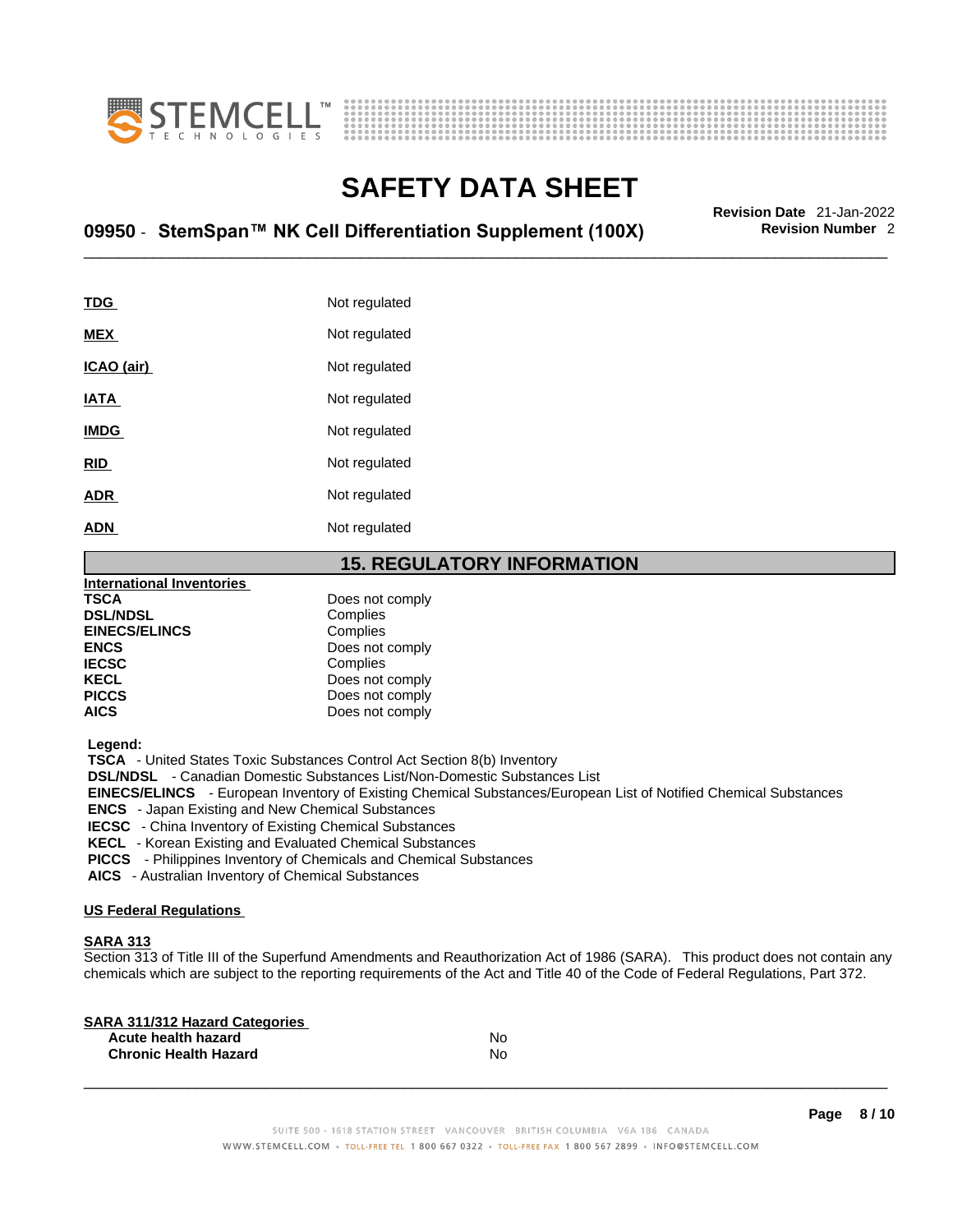| | |
|---|---|
| **TDG** | Not regulated |
| **MEX** | Not regulated |
| **ICAO (air)** | Not regulated |
| **IATA** | Not regulated |
| **IMDG** | Not regulated |
| **RID** | Not regulated |
| **ADR** | Not regulated |
| **ADN** | Not regulated |

## 15. REGULATORY INFORMATION

**International Inventories**

| | |
|---|---|
| **TSCA** | Does not comply |
| **DSL/NDSL** | Complies |
| **EINECS/ELINCS** | Complies |
| **ENCS** | Does not comply |
| **IECSC** | Complies |
| **KECL** | Does not comply |
| **PICCS** | Does not comply |
| **AICS** | Does not comply |

**Legend:**
**TSCA** - United States Toxic Substances Control Act Section 8(b) Inventory
**DSL/NDSL** - Canadian Domestic Substances List/Non-Domestic Substances List
**EINECS/ELINCS** - European Inventory of Existing Chemical Substances/European List of Notified Chemical Substances
**ENCS** - Japan Existing and New Chemical Substances
**IECSC** - China Inventory of Existing Chemical Substances
**KECL** - Korean Existing and Evaluated Chemical Substances
**PICCS** - Philippines Inventory of Chemicals and Chemical Substances
**AICS** - Australian Inventory of Chemical Substances

**US Federal Regulations**

**SARA 313**
Section 313 of Title III of the Superfund Amendments and Reauthorization Act of 1986 (SARA). This product does not contain any chemicals which are subject to the reporting requirements of the Act and Title 40 of the Code of Federal Regulations, Part 372.

**SARA 311/312 Hazard Categories**

| | |
|---|---|
| **Acute health hazard** | No |
| **Chronic Health Hazard** | No |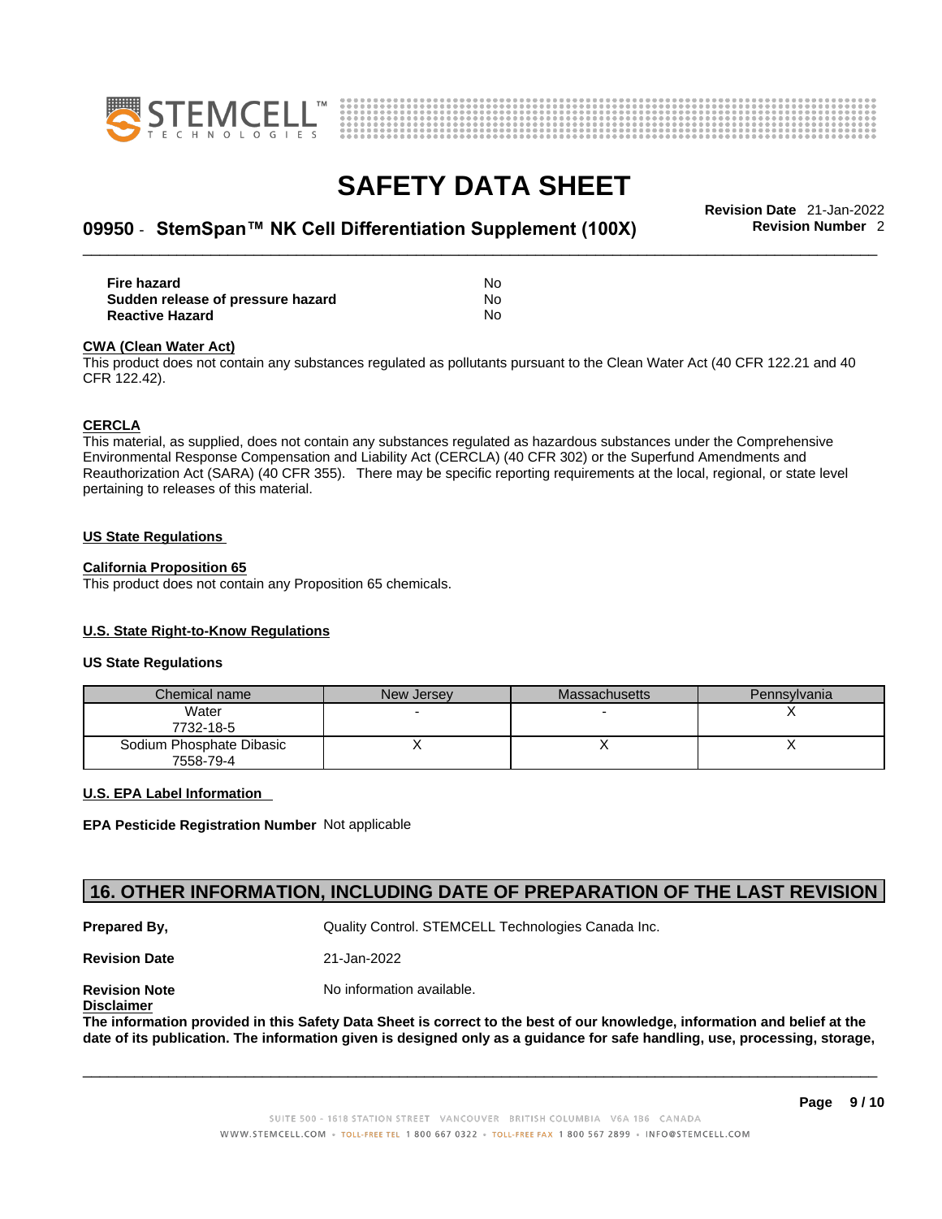| | |
|---|---|
| **Fire hazard** | No |
| **Sudden release of pressure hazard** | No |
| **Reactive Hazard** | No |

**CWA (Clean Water Act)**

This product does not contain any substances regulated as pollutants pursuant to the Clean Water Act (40 CFR 122.21 and 40 CFR 122.42).

**CERCLA**

This material, as supplied, does not contain any substances regulated as hazardous substances under the Comprehensive Environmental Response Compensation and Liability Act (CERCLA) (40 CFR 302) or the Superfund Amendments and Reauthorization Act (SARA) (40 CFR 355). There may be specific reporting requirements at the local, regional, or state level pertaining to releases of this material.

**US State Regulations**

**California Proposition 65**

This product does not contain any Proposition 65 chemicals.

**U.S. State Right-to-Know Regulations**

**US State Regulations**

| Chemical name | New Jersey | Massachusetts | Pennsylvania |
|---|---|---|---|
| Water 7732-18-5 | - | - | X |
| Sodium Phosphate Dibasic 7558-79-4 | X | X | X |

**U.S. EPA Label Information**

**EPA Pesticide Registration Number** Not applicable

## 16. OTHER INFORMATION, INCLUDING DATE OF PREPARATION OF THE LAST REVISION

**Prepared By,** Quality Control. STEMCELL Technologies Canada Inc.

**Revision Date** 21-Jan-2022

**Revision Note** No information available.

**Disclaimer**

**The information provided in this Safety Data Sheet is correct to the best of our knowledge, information and belief at the date of its publication. The information given is designed only as a guidance for safe handling, use, processing, storage,**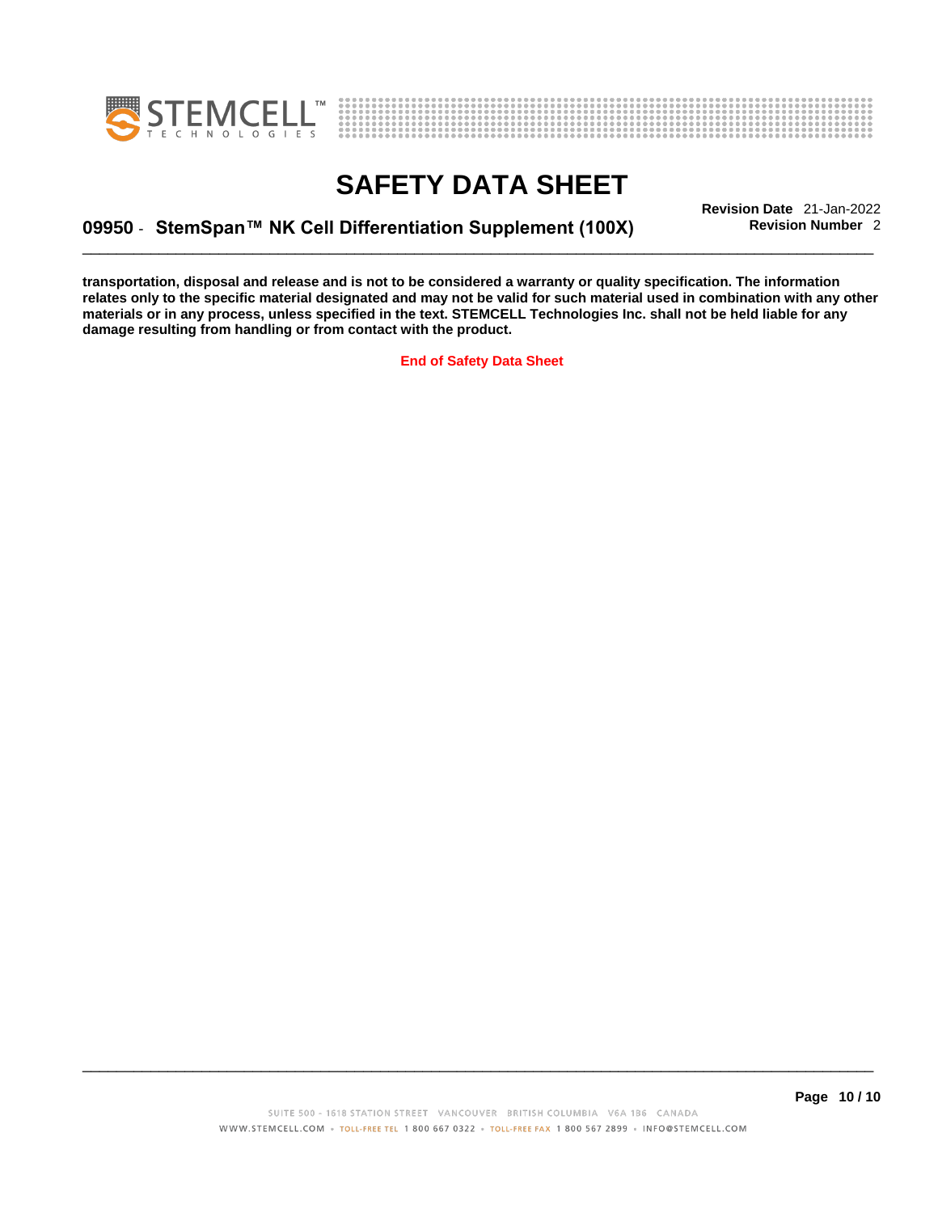**transportation, disposal and release and is not to be considered a warranty or quality specification. The information relates only to the specific material designated and may not be valid for such material used in combination with any other materials or in any process, unless specified in the text. STEMCELL Technologies Inc. shall not be held liable for any damage resulting from handling or from contact with the product.**

**End of Safety Data Sheet**